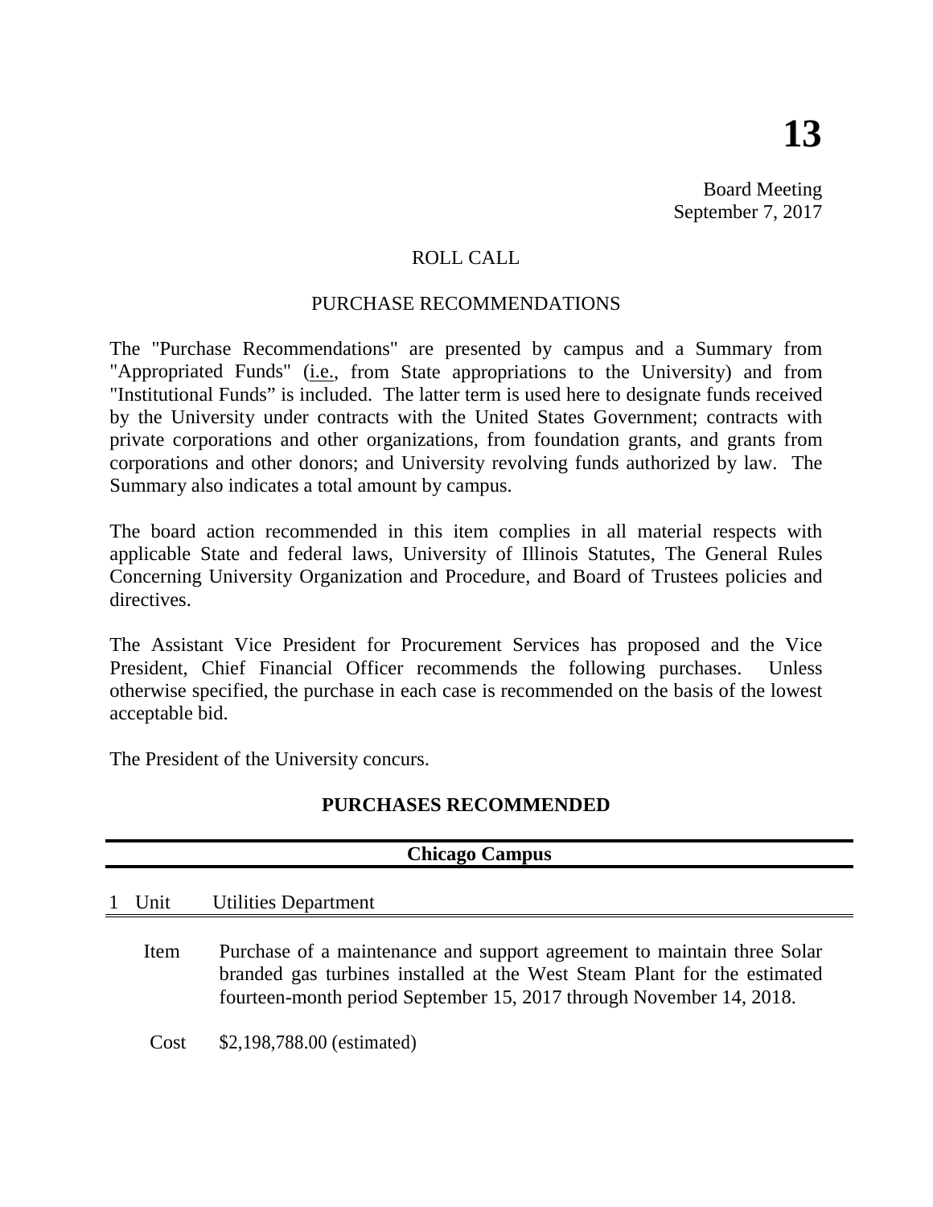**13**

Board Meeting
September 7, 2017

ROLL CALL

PURCHASE RECOMMENDATIONS

The "Purchase Recommendations" are presented by campus and a Summary from "Appropriated Funds" (i.e., from State appropriations to the University) and from "Institutional Funds" is included. The latter term is used here to designate funds received by the University under contracts with the United States Government; contracts with private corporations and other organizations, from foundation grants, and grants from corporations and other donors; and University revolving funds authorized by law. The Summary also indicates a total amount by campus.

The board action recommended in this item complies in all material respects with applicable State and federal laws, University of Illinois Statutes, The General Rules Concerning University Organization and Procedure, and Board of Trustees policies and directives.

The Assistant Vice President for Procurement Services has proposed and the Vice President, Chief Financial Officer recommends the following purchases. Unless otherwise specified, the purchase in each case is recommended on the basis of the lowest acceptable bid.

The President of the University concurs.

## PURCHASES RECOMMENDED

### Chicago Campus

1 Unit — Utilities Department

Item — Purchase of a maintenance and support agreement to maintain three Solar branded gas turbines installed at the West Steam Plant for the estimated fourteen-month period September 15, 2017 through November 14, 2018.

Cost — $2,198,788.00 (estimated)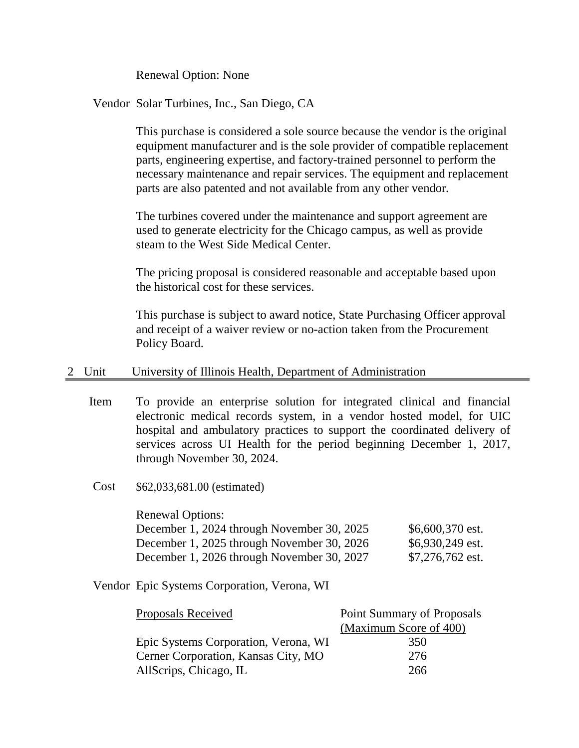Renewal Option: None

Vendor Solar Turbines, Inc., San Diego, CA

This purchase is considered a sole source because the vendor is the original equipment manufacturer and is the sole provider of compatible replacement parts, engineering expertise, and factory-trained personnel to perform the necessary maintenance and repair services. The equipment and replacement parts are also patented and not available from any other vendor.

The turbines covered under the maintenance and support agreement are used to generate electricity for the Chicago campus, as well as provide steam to the West Side Medical Center.

The pricing proposal is considered reasonable and acceptable based upon the historical cost for these services.

This purchase is subject to award notice, State Purchasing Officer approval and receipt of a waiver review or no-action taken from the Procurement Policy Board.

## 2 Unit University of Illinois Health, Department of Administration

Item To provide an enterprise solution for integrated clinical and financial electronic medical records system, in a vendor hosted model, for UIC hospital and ambulatory practices to support the coordinated delivery of services across UI Health for the period beginning December 1, 2017, through November 30, 2024.

Cost $62,033,681.00 (estimated)

Renewal Options:

| | |
|---|---|
| December 1, 2024 through November 30, 2025 | $6,600,370 est. |
| December 1, 2025 through November 30, 2026 | $6,930,249 est. |
| December 1, 2026 through November 30, 2027 | $7,276,762 est. |

Vendor Epic Systems Corporation, Verona, WI

| Proposals Received | Point Summary of Proposals (Maximum Score of 400) |
|---|---|
| Epic Systems Corporation, Verona, WI | 350 |
| Cerner Corporation, Kansas City, MO | 276 |
| AllScrips, Chicago, IL | 266 |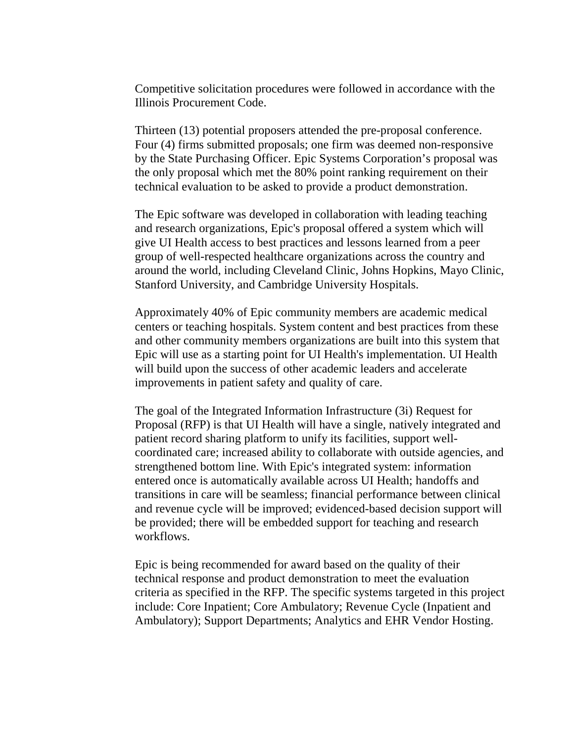Competitive solicitation procedures were followed in accordance with the Illinois Procurement Code.

Thirteen (13) potential proposers attended the pre-proposal conference. Four (4) firms submitted proposals; one firm was deemed non-responsive by the State Purchasing Officer. Epic Systems Corporation's proposal was the only proposal which met the 80% point ranking requirement on their technical evaluation to be asked to provide a product demonstration.

The Epic software was developed in collaboration with leading teaching and research organizations, Epic's proposal offered a system which will give UI Health access to best practices and lessons learned from a peer group of well-respected healthcare organizations across the country and around the world, including Cleveland Clinic, Johns Hopkins, Mayo Clinic, Stanford University, and Cambridge University Hospitals.

Approximately 40% of Epic community members are academic medical centers or teaching hospitals. System content and best practices from these and other community members organizations are built into this system that Epic will use as a starting point for UI Health's implementation. UI Health will build upon the success of other academic leaders and accelerate improvements in patient safety and quality of care.

The goal of the Integrated Information Infrastructure (3i) Request for Proposal (RFP) is that UI Health will have a single, natively integrated and patient record sharing platform to unify its facilities, support well-coordinated care; increased ability to collaborate with outside agencies, and strengthened bottom line. With Epic's integrated system: information entered once is automatically available across UI Health; handoffs and transitions in care will be seamless; financial performance between clinical and revenue cycle will be improved; evidenced-based decision support will be provided; there will be embedded support for teaching and research workflows.

Epic is being recommended for award based on the quality of their technical response and product demonstration to meet the evaluation criteria as specified in the RFP. The specific systems targeted in this project include: Core Inpatient; Core Ambulatory; Revenue Cycle (Inpatient and Ambulatory); Support Departments; Analytics and EHR Vendor Hosting.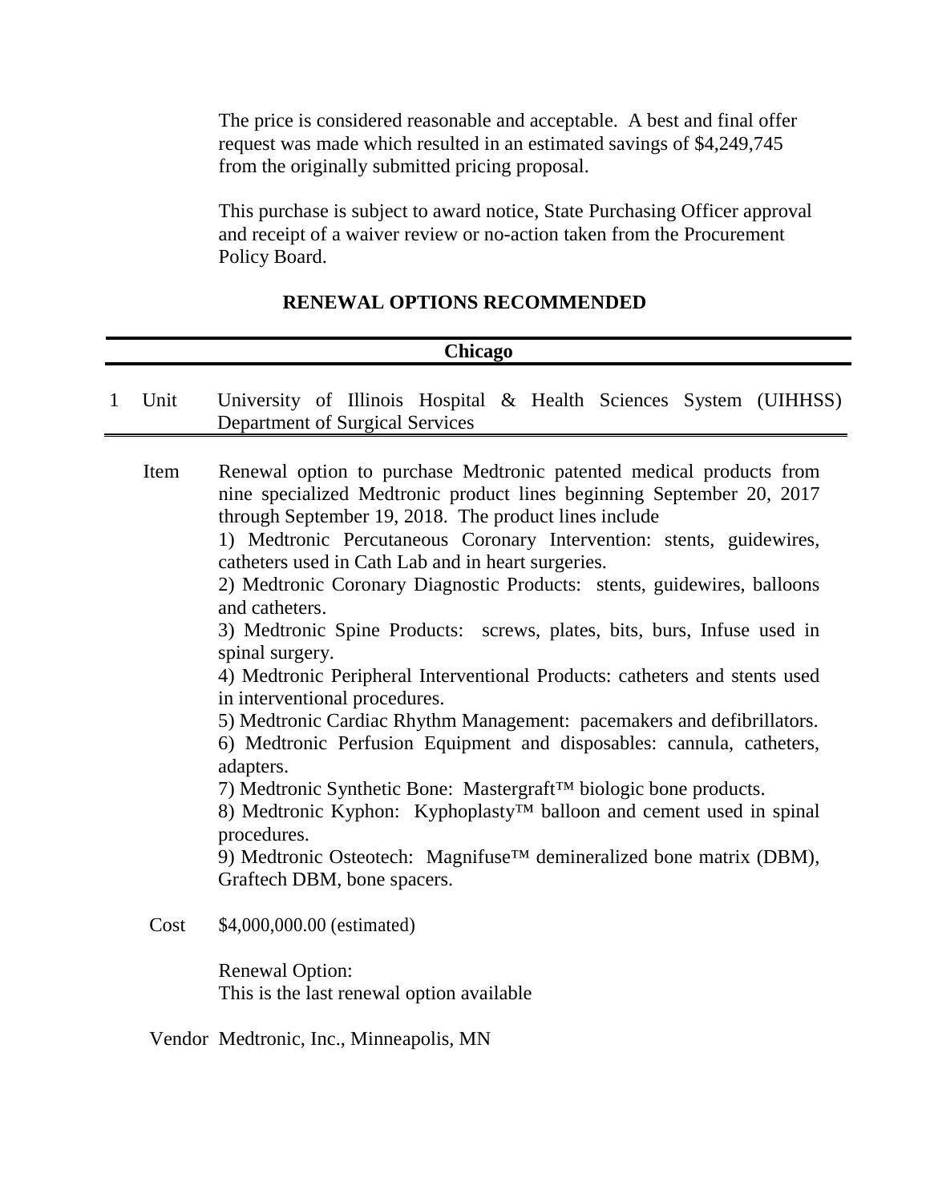The price is considered reasonable and acceptable. A best and final offer request was made which resulted in an estimated savings of $4,249,745 from the originally submitted pricing proposal.

This purchase is subject to award notice, State Purchasing Officer approval and receipt of a waiver review or no-action taken from the Procurement Policy Board.

## RENEWAL OPTIONS RECOMMENDED

### Chicago

1 Unit University of Illinois Hospital & Health Sciences System (UIHHSS) Department of Surgical Services

Item Renewal option to purchase Medtronic patented medical products from nine specialized Medtronic product lines beginning September 20, 2017 through September 19, 2018. The product lines include

1) Medtronic Percutaneous Coronary Intervention: stents, guidewires, catheters used in Cath Lab and in heart surgeries.
2) Medtronic Coronary Diagnostic Products: stents, guidewires, balloons and catheters.
3) Medtronic Spine Products: screws, plates, bits, burs, Infuse used in spinal surgery.
4) Medtronic Peripheral Interventional Products: catheters and stents used in interventional procedures.
5) Medtronic Cardiac Rhythm Management: pacemakers and defibrillators.
6) Medtronic Perfusion Equipment and disposables: cannula, catheters, adapters.
7) Medtronic Synthetic Bone: Mastergraft™ biologic bone products.
8) Medtronic Kyphon: Kyphoplasty™ balloon and cement used in spinal procedures.
9) Medtronic Osteotech: Magnifuse™ demineralized bone matrix (DBM), Graftech DBM, bone spacers.

Cost $4,000,000.00 (estimated)

Renewal Option:
This is the last renewal option available

Vendor Medtronic, Inc., Minneapolis, MN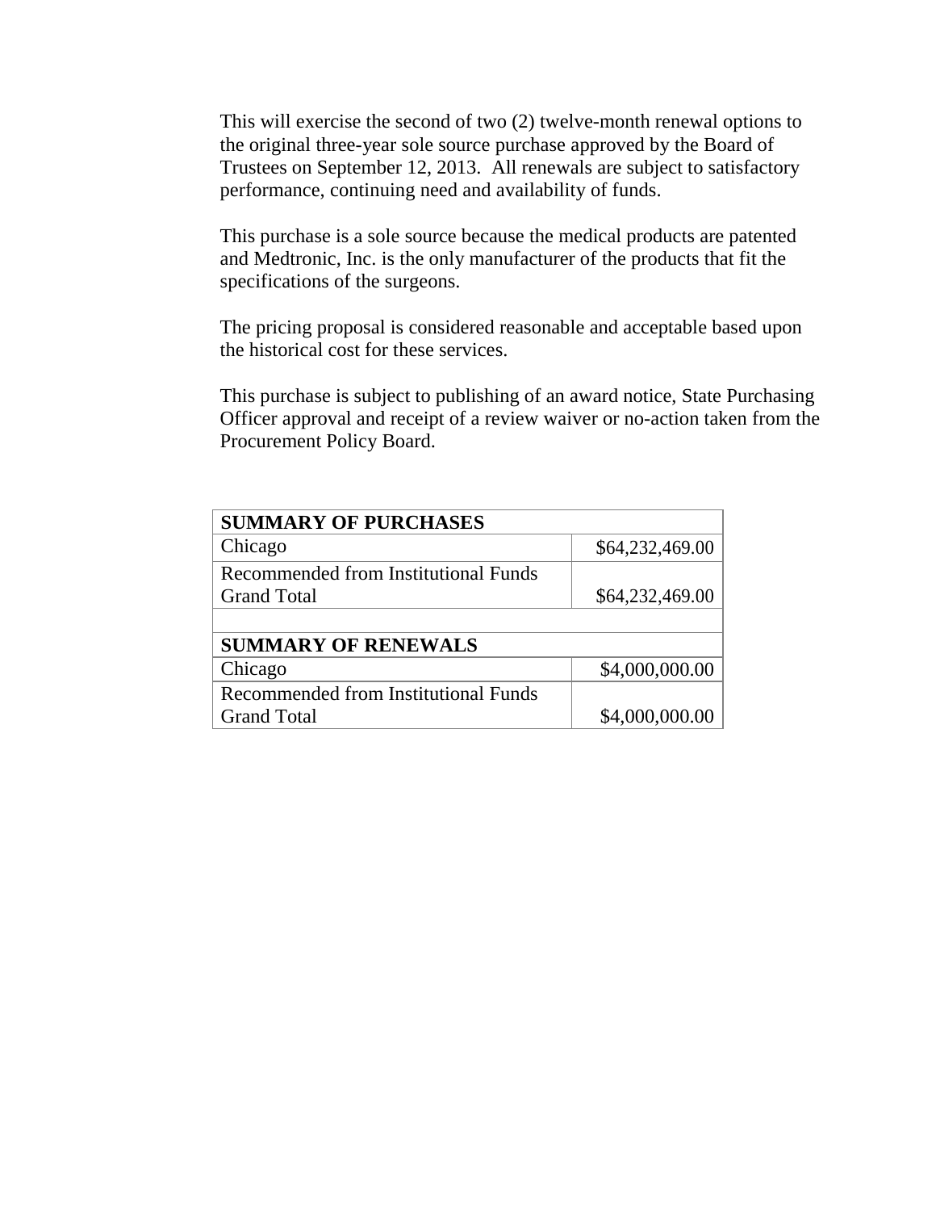This will exercise the second of two (2) twelve-month renewal options to the original three-year sole source purchase approved by the Board of Trustees on September 12, 2013. All renewals are subject to satisfactory performance, continuing need and availability of funds.

This purchase is a sole source because the medical products are patented and Medtronic, Inc. is the only manufacturer of the products that fit the specifications of the surgeons.

The pricing proposal is considered reasonable and acceptable based upon the historical cost for these services.

This purchase is subject to publishing of an award notice, State Purchasing Officer approval and receipt of a review waiver or no-action taken from the Procurement Policy Board.

| | |
|---|---|
| **SUMMARY OF PURCHASES** | |
| Chicago | $64,232,469.00 |
| Recommended from Institutional Funds Grand Total | $64,232,469.00 |
| | |
| **SUMMARY OF RENEWALS** | |
| Chicago | $4,000,000.00 |
| Recommended from Institutional Funds Grand Total | $4,000,000.00 |